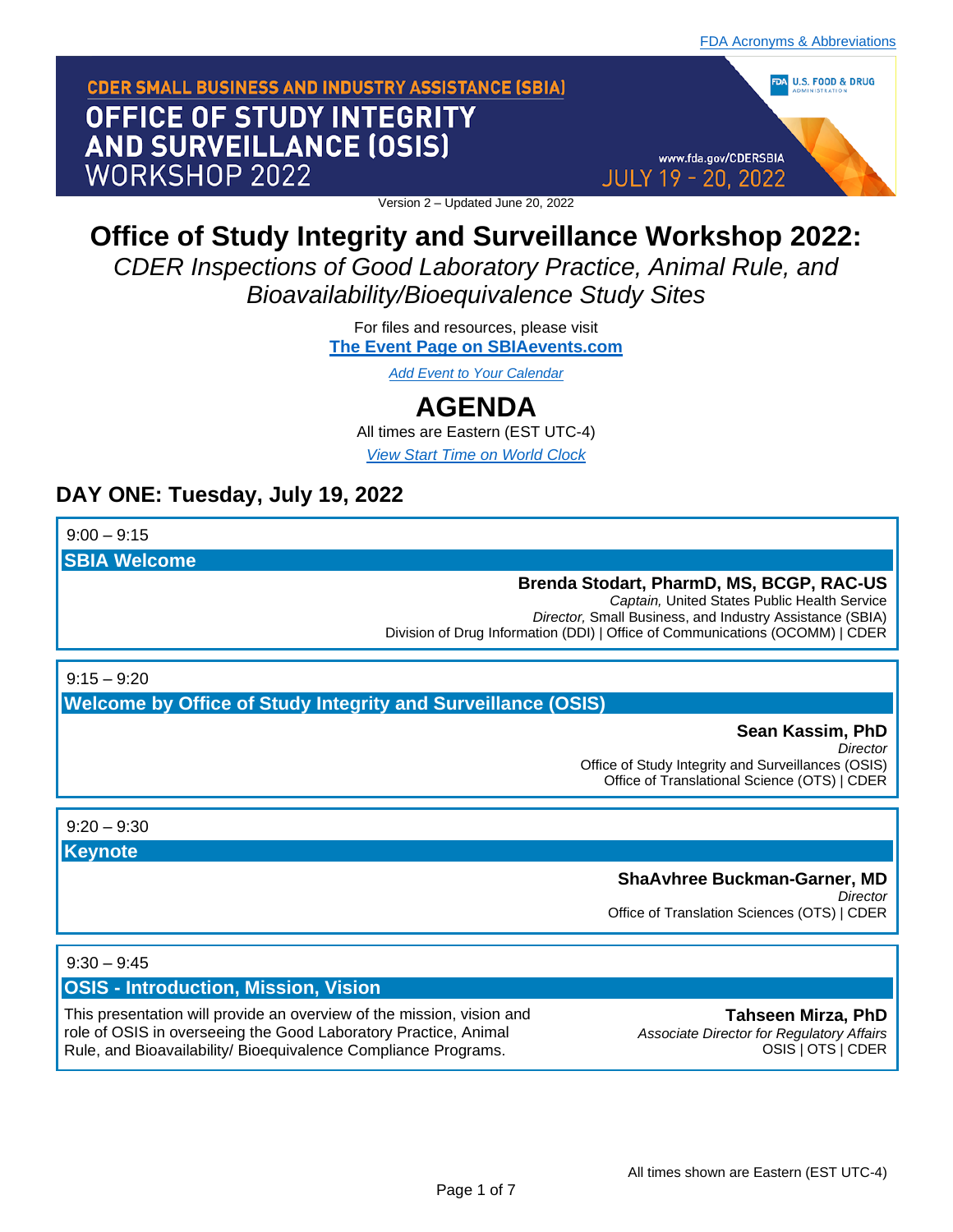FDA Acronyms & Abbreviations

CDER SMALL BUSINESS AND INDUSTRY ASSISTANCE (SBIA)

OFFICE OF STUDY INTEGRITY AND SURVEILLANCE (OSIS) WORKSHOP 2022

U.S. FOOD & DRUG ADMINISTRATION

www.fda.gov/CDERSBIA

JULY 19 - 20, 2022

Version 2 – Updated June 20, 2022

# Office of Study Integrity and Surveillance Workshop 2022:

*CDER Inspections of Good Laboratory Practice, Animal Rule, and Bioavailability/Bioequivalence Study Sites*

For files and resources, please visit
**The Event Page on SBIAevents.com**

*Add Event to Your Calendar*

# AGENDA

All times are Eastern (EST UTC-4)

*View Start Time on World Clock*

## DAY ONE: Tuesday, July 19, 2022

9:00 – 9:15

### SBIA Welcome

**Brenda Stodart, PharmD, MS, BCGP, RAC-US**
*Captain,* United States Public Health Service
*Director,* Small Business, and Industry Assistance (SBIA)
Division of Drug Information (DDI) | Office of Communications (OCOMM) | CDER

9:15 – 9:20

### Welcome by Office of Study Integrity and Surveillance (OSIS)

**Sean Kassim, PhD**
*Director*
Office of Study Integrity and Surveillances (OSIS)
Office of Translational Science (OTS) | CDER

9:20 – 9:30

### Keynote

**ShaAvhree Buckman-Garner, MD**
*Director*
Office of Translation Sciences (OTS) | CDER

9:30 – 9:45

### OSIS - Introduction, Mission, Vision

This presentation will provide an overview of the mission, vision and role of OSIS in overseeing the Good Laboratory Practice, Animal Rule, and Bioavailability/ Bioequivalence Compliance Programs.

**Tahseen Mirza, PhD**
*Associate Director for Regulatory Affairs*
OSIS | OTS | CDER

All times shown are Eastern (EST UTC-4)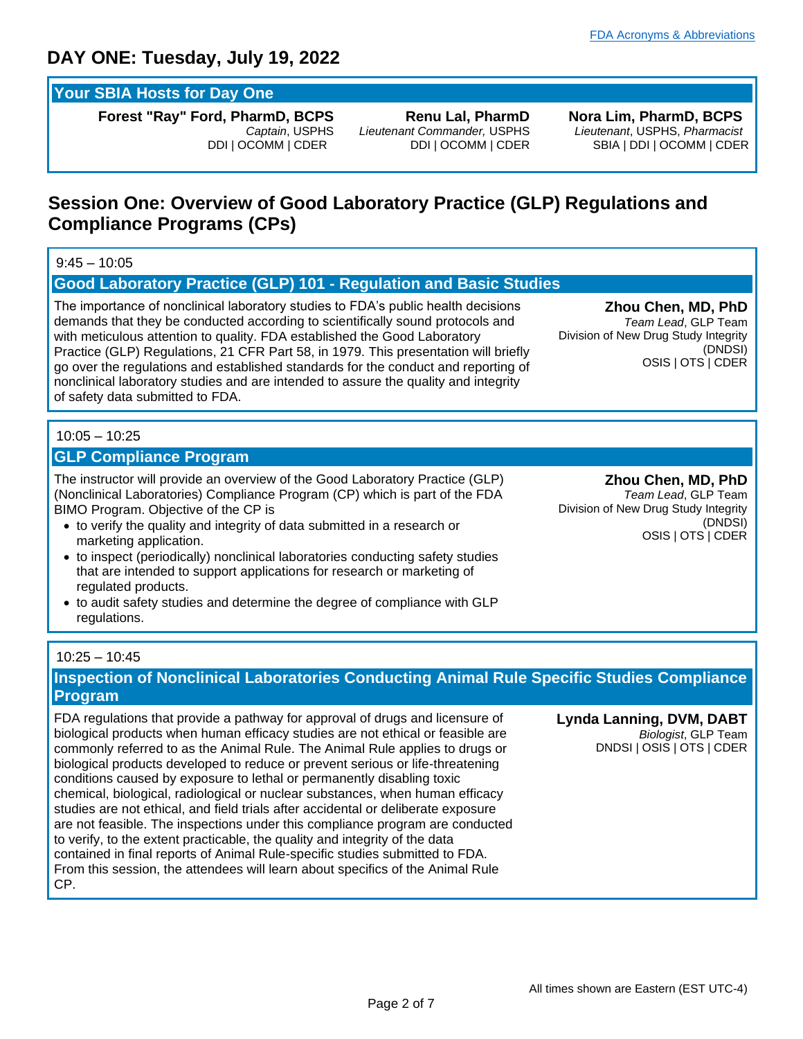FDA Acronyms & Abbreviations

# DAY ONE: Tuesday, July 19, 2022

## Your SBIA Hosts for Day One

**Forest "Ray" Ford, PharmD, BCPS**
*Captain*, USPHS
DDI | OCOMM | CDER

**Renu Lal, PharmD**
*Lieutenant Commander,* USPHS
DDI | OCOMM | CDER

**Nora Lim, PharmD, BCPS**
*Lieutenant*, USPHS, *Pharmacist*
SBIA | DDI | OCOMM | CDER

## Session One: Overview of Good Laboratory Practice (GLP) Regulations and Compliance Programs (CPs)

9:45 – 10:05

### Good Laboratory Practice (GLP) 101 - Regulation and Basic Studies

The importance of nonclinical laboratory studies to FDA's public health decisions demands that they be conducted according to scientifically sound protocols and with meticulous attention to quality. FDA established the Good Laboratory Practice (GLP) Regulations, 21 CFR Part 58, in 1979. This presentation will briefly go over the regulations and established standards for the conduct and reporting of nonclinical laboratory studies and are intended to assure the quality and integrity of safety data submitted to FDA.

**Zhou Chen, MD, PhD**
*Team Lead*, GLP Team
Division of New Drug Study Integrity (DNDSI)
OSIS | OTS | CDER

10:05 – 10:25

### GLP Compliance Program

The instructor will provide an overview of the Good Laboratory Practice (GLP) (Nonclinical Laboratories) Compliance Program (CP) which is part of the FDA BIMO Program. Objective of the CP is

- to verify the quality and integrity of data submitted in a research or marketing application.
- to inspect (periodically) nonclinical laboratories conducting safety studies that are intended to support applications for research or marketing of regulated products.
- to audit safety studies and determine the degree of compliance with GLP regulations.

**Zhou Chen, MD, PhD**
*Team Lead*, GLP Team
Division of New Drug Study Integrity (DNDSI)
OSIS | OTS | CDER

10:25 – 10:45

### Inspection of Nonclinical Laboratories Conducting Animal Rule Specific Studies Compliance Program

FDA regulations that provide a pathway for approval of drugs and licensure of biological products when human efficacy studies are not ethical or feasible are commonly referred to as the Animal Rule. The Animal Rule applies to drugs or biological products developed to reduce or prevent serious or life-threatening conditions caused by exposure to lethal or permanently disabling toxic chemical, biological, radiological or nuclear substances, when human efficacy studies are not ethical, and field trials after accidental or deliberate exposure are not feasible. The inspections under this compliance program are conducted to verify, to the extent practicable, the quality and integrity of the data contained in final reports of Animal Rule-specific studies submitted to FDA. From this session, the attendees will learn about specifics of the Animal Rule CP.

**Lynda Lanning, DVM, DABT**
*Biologist*, GLP Team
DNDSI | OSIS | OTS | CDER

All times shown are Eastern (EST UTC-4)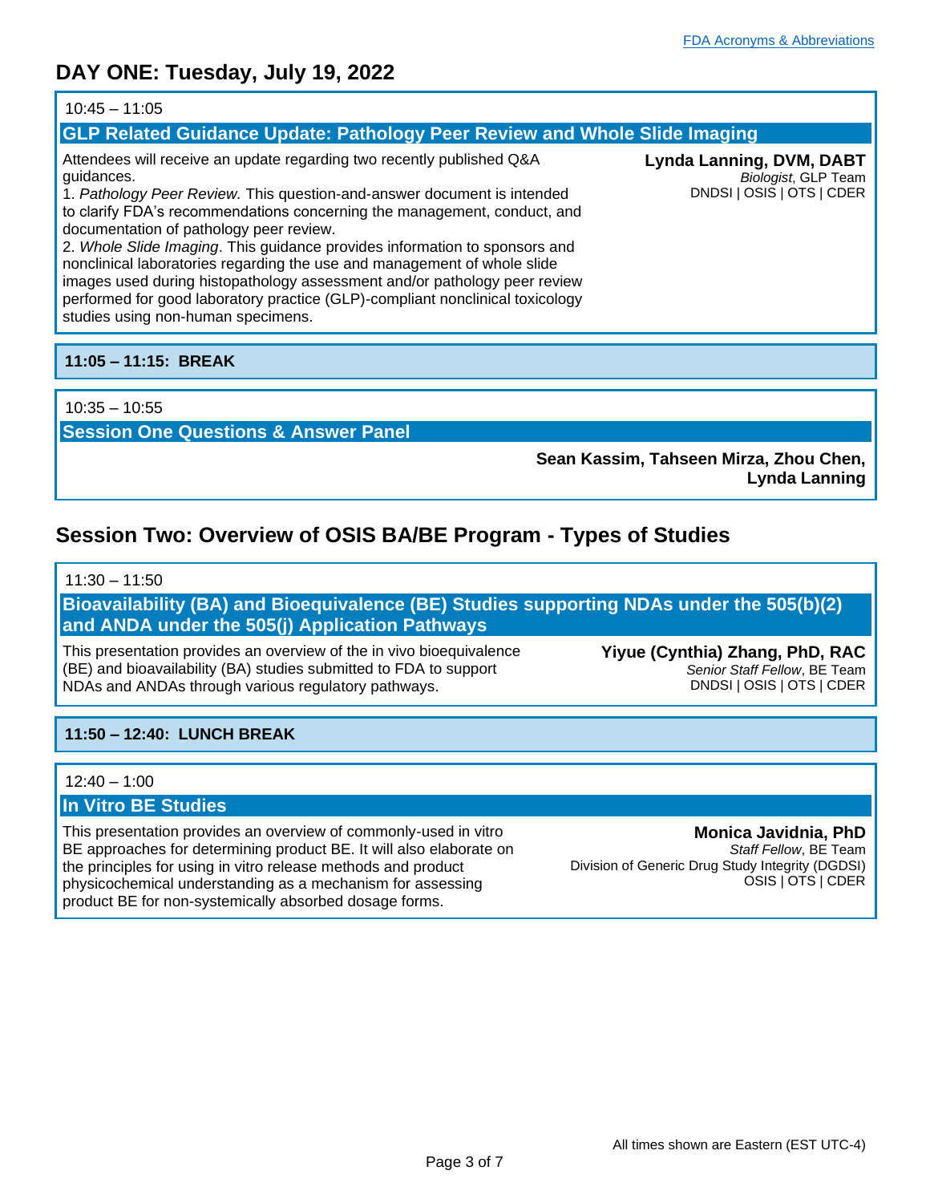[FDA Acronyms & Abbreviations]

## DAY ONE: Tuesday, July 19, 2022

10:45 – 11:05

### GLP Related Guidance Update: Pathology Peer Review and Whole Slide Imaging

**Lynda Lanning, DVM, DABT**
*Biologist*, GLP Team
DNDSI | OSIS | OTS | CDER

Attendees will receive an update regarding two recently published Q&A guidances.
1. *Pathology Peer Review.* This question-and-answer document is intended to clarify FDA's recommendations concerning the management, conduct, and documentation of pathology peer review.
2. *Whole Slide Imaging*. This guidance provides information to sponsors and nonclinical laboratories regarding the use and management of whole slide images used during histopathology assessment and/or pathology peer review performed for good laboratory practice (GLP)-compliant nonclinical toxicology studies using non-human specimens.

**11:05 – 11:15: BREAK**

10:35 – 10:55

### Session One Questions & Answer Panel

**Sean Kassim, Tahseen Mirza, Zhou Chen, Lynda Lanning**

## Session Two: Overview of OSIS BA/BE Program - Types of Studies

11:30 – 11:50

### Bioavailability (BA) and Bioequivalence (BE) Studies supporting NDAs under the 505(b)(2) and ANDA under the 505(j) Application Pathways

**Yiyue (Cynthia) Zhang, PhD, RAC**
*Senior Staff Fellow*, BE Team
DNDSI | OSIS | OTS | CDER

This presentation provides an overview of the in vivo bioequivalence (BE) and bioavailability (BA) studies submitted to FDA to support NDAs and ANDAs through various regulatory pathways.

**11:50 – 12:40: LUNCH BREAK**

12:40 – 1:00

### In Vitro BE Studies

**Monica Javidnia, PhD**
*Staff Fellow*, BE Team
Division of Generic Drug Study Integrity (DGDSI)
OSIS | OTS | CDER

This presentation provides an overview of commonly-used in vitro BE approaches for determining product BE. It will also elaborate on the principles for using in vitro release methods and product physicochemical understanding as a mechanism for assessing product BE for non-systemically absorbed dosage forms.

All times shown are Eastern (EST UTC-4)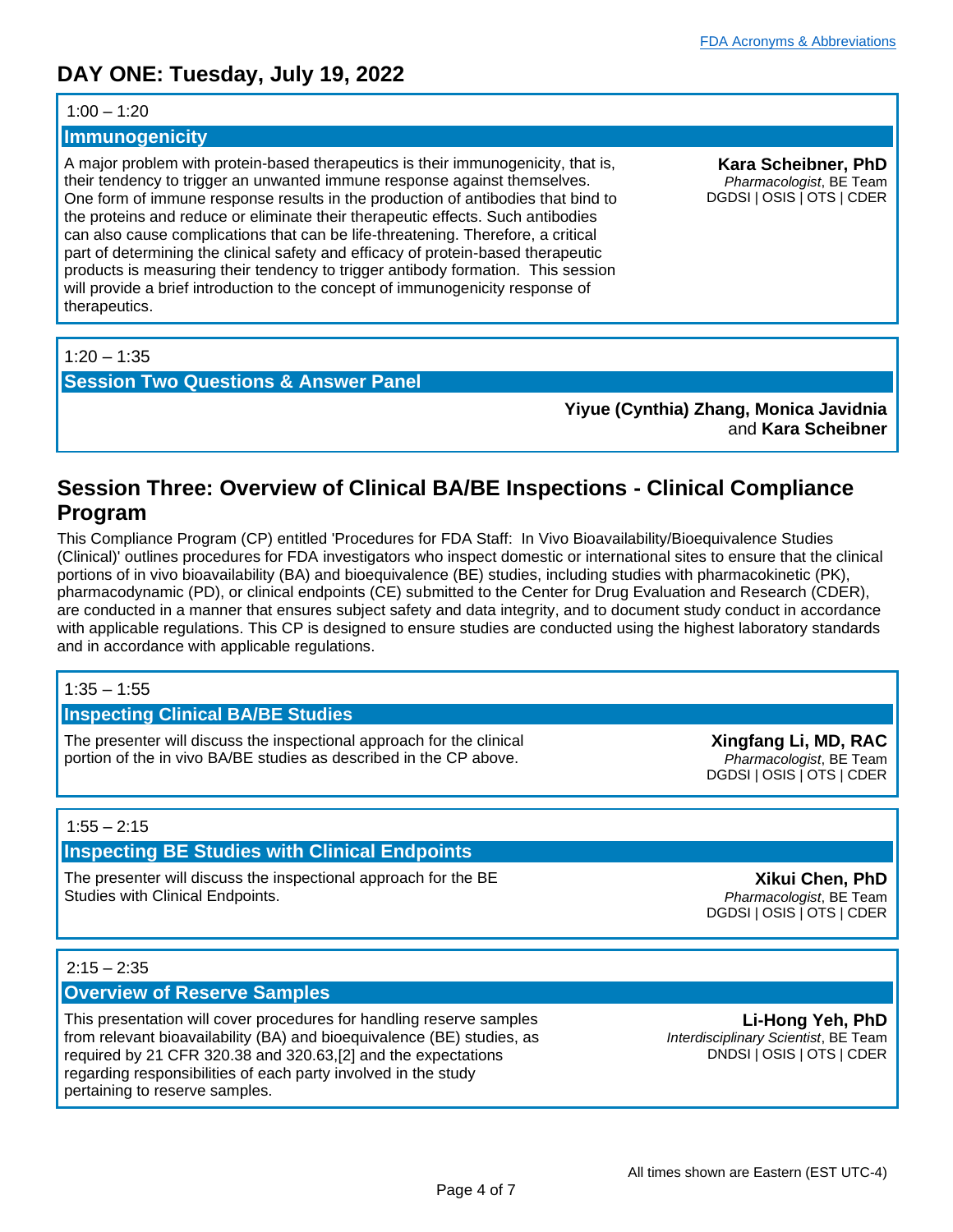[FDA Acronyms & Abbreviations]

# DAY ONE: Tuesday, July 19, 2022

1:00 – 1:20

### Immunogenicity

A major problem with protein-based therapeutics is their immunogenicity, that is, their tendency to trigger an unwanted immune response against themselves. One form of immune response results in the production of antibodies that bind to the proteins and reduce or eliminate their therapeutic effects. Such antibodies can also cause complications that can be life-threatening. Therefore, a critical part of determining the clinical safety and efficacy of protein-based therapeutic products is measuring their tendency to trigger antibody formation. This session will provide a brief introduction to the concept of immunogenicity response of therapeutics.

**Kara Scheibner, PhD**
*Pharmacologist*, BE Team
DGDSI | OSIS | OTS | CDER

1:20 – 1:35

### Session Two Questions & Answer Panel

**Yiyue (Cynthia) Zhang, Monica Javidnia** and **Kara Scheibner**

## Session Three: Overview of Clinical BA/BE Inspections - Clinical Compliance Program

This Compliance Program (CP) entitled 'Procedures for FDA Staff: In Vivo Bioavailability/Bioequivalence Studies (Clinical)' outlines procedures for FDA investigators who inspect domestic or international sites to ensure that the clinical portions of in vivo bioavailability (BA) and bioequivalence (BE) studies, including studies with pharmacokinetic (PK), pharmacodynamic (PD), or clinical endpoints (CE) submitted to the Center for Drug Evaluation and Research (CDER), are conducted in a manner that ensures subject safety and data integrity, and to document study conduct in accordance with applicable regulations. This CP is designed to ensure studies are conducted using the highest laboratory standards and in accordance with applicable regulations.

1:35 – 1:55

### Inspecting Clinical BA/BE Studies

The presenter will discuss the inspectional approach for the clinical portion of the in vivo BA/BE studies as described in the CP above.

**Xingfang Li, MD, RAC**
*Pharmacologist*, BE Team
DGDSI | OSIS | OTS | CDER

1:55 – 2:15

### Inspecting BE Studies with Clinical Endpoints

The presenter will discuss the inspectional approach for the BE Studies with Clinical Endpoints.

**Xikui Chen, PhD**
*Pharmacologist*, BE Team
DGDSI | OSIS | OTS | CDER

2:15 – 2:35

### Overview of Reserve Samples

This presentation will cover procedures for handling reserve samples from relevant bioavailability (BA) and bioequivalence (BE) studies, as required by 21 CFR 320.38 and 320.63,[2] and the expectations regarding responsibilities of each party involved in the study pertaining to reserve samples.

**Li-Hong Yeh, PhD**
*Interdisciplinary Scientist*, BE Team
DNDSI | OSIS | OTS | CDER

All times shown are Eastern (EST UTC-4)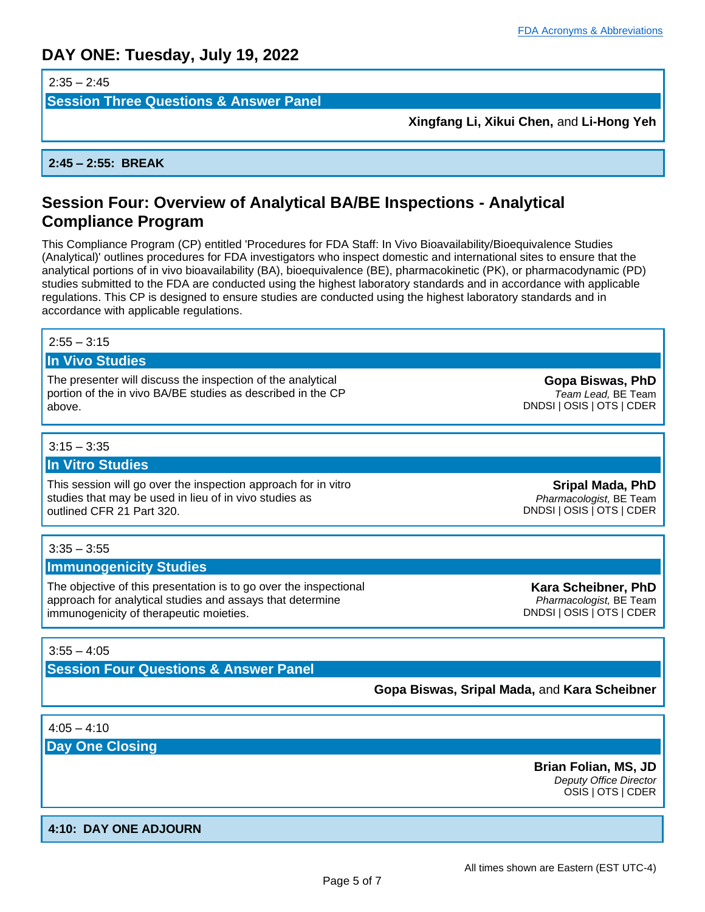[FDA Acronyms & Abbreviations]

## DAY ONE: Tuesday, July 19, 2022

2:35 – 2:45

**Session Three Questions & Answer Panel**

**Xingfang Li, Xikui Chen,** and **Li-Hong Yeh**

**2:45 – 2:55: BREAK**

## Session Four: Overview of Analytical BA/BE Inspections - Analytical Compliance Program

This Compliance Program (CP) entitled 'Procedures for FDA Staff: In Vivo Bioavailability/Bioequivalence Studies (Analytical)' outlines procedures for FDA investigators who inspect domestic and international sites to ensure that the analytical portions of in vivo bioavailability (BA), bioequivalence (BE), pharmacokinetic (PK), or pharmacodynamic (PD) studies submitted to the FDA are conducted using the highest laboratory standards and in accordance with applicable regulations. This CP is designed to ensure studies are conducted using the highest laboratory standards and in accordance with applicable regulations.

2:55 – 3:15

**In Vivo Studies**

The presenter will discuss the inspection of the analytical portion of the in vivo BA/BE studies as described in the CP above.

**Gopa Biswas, PhD**
*Team Lead,* BE Team
DNDSI | OSIS | OTS | CDER

3:15 – 3:35

**In Vitro Studies**

This session will go over the inspection approach for in vitro studies that may be used in lieu of in vivo studies as outlined CFR 21 Part 320.

**Sripal Mada, PhD**
*Pharmacologist,* BE Team
DNDSI | OSIS | OTS | CDER

3:35 – 3:55

**Immunogenicity Studies**

The objective of this presentation is to go over the inspectional approach for analytical studies and assays that determine immunogenicity of therapeutic moieties.

**Kara Scheibner, PhD**
*Pharmacologist,* BE Team
DNDSI | OSIS | OTS | CDER

3:55 – 4:05

**Session Four Questions & Answer Panel**

**Gopa Biswas, Sripal Mada,** and **Kara Scheibner**

4:05 – 4:10

**Day One Closing**

**Brian Folian, MS, JD**
*Deputy Office Director*
OSIS | OTS | CDER

**4:10: DAY ONE ADJOURN**

All times shown are Eastern (EST UTC-4)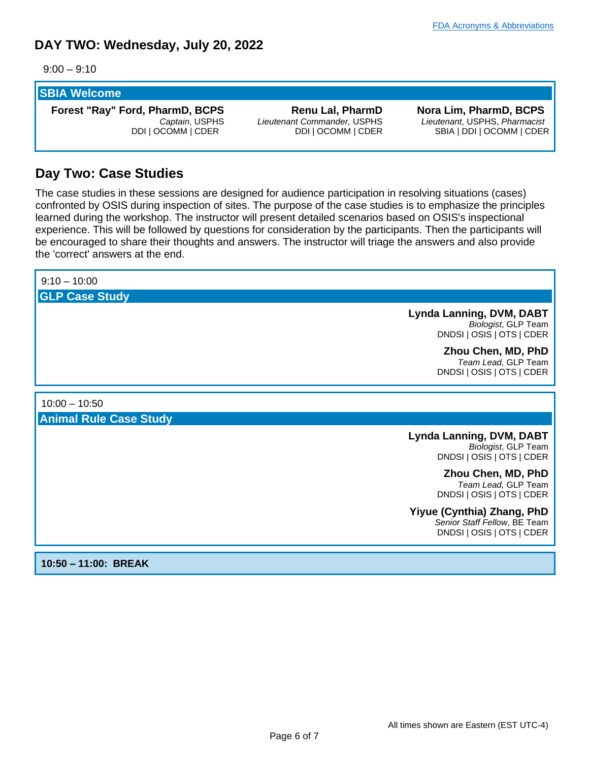[FDA Acronyms & Abbreviations]

## DAY TWO: Wednesday, July 20, 2022

9:00 – 9:10

### SBIA Welcome

**Forest "Ray" Ford, PharmD, BCPS**
*Captain*, USPHS
DDI | OCOMM | CDER

**Renu Lal, PharmD**
*Lieutenant Commander,* USPHS
DDI | OCOMM | CDER

**Nora Lim, PharmD, BCPS**
*Lieutenant*, USPHS, *Pharmacist*
SBIA | DDI | OCOMM | CDER

## Day Two: Case Studies

The case studies in these sessions are designed for audience participation in resolving situations (cases) confronted by OSIS during inspection of sites. The purpose of the case studies is to emphasize the principles learned during the workshop. The instructor will present detailed scenarios based on OSIS's inspectional experience. This will be followed by questions for consideration by the participants. Then the participants will be encouraged to share their thoughts and answers. The instructor will triage the answers and also provide the 'correct' answers at the end.

9:10 – 10:00

### GLP Case Study

**Lynda Lanning, DVM, DABT**
*Biologist*, GLP Team
DNDSI | OSIS | OTS | CDER

**Zhou Chen, MD, PhD**
*Team Lead,* GLP Team
DNDSI | OSIS | OTS | CDER

10:00 – 10:50

### Animal Rule Case Study

**Lynda Lanning, DVM, DABT**
*Biologist*, GLP Team
DNDSI | OSIS | OTS | CDER

**Zhou Chen, MD, PhD**
*Team Lead,* GLP Team
DNDSI | OSIS | OTS | CDER

**Yiyue (Cynthia) Zhang, PhD**
*Senior Staff Fellow*, BE Team
DNDSI | OSIS | OTS | CDER

**10:50 – 11:00: BREAK**

All times shown are Eastern (EST UTC-4)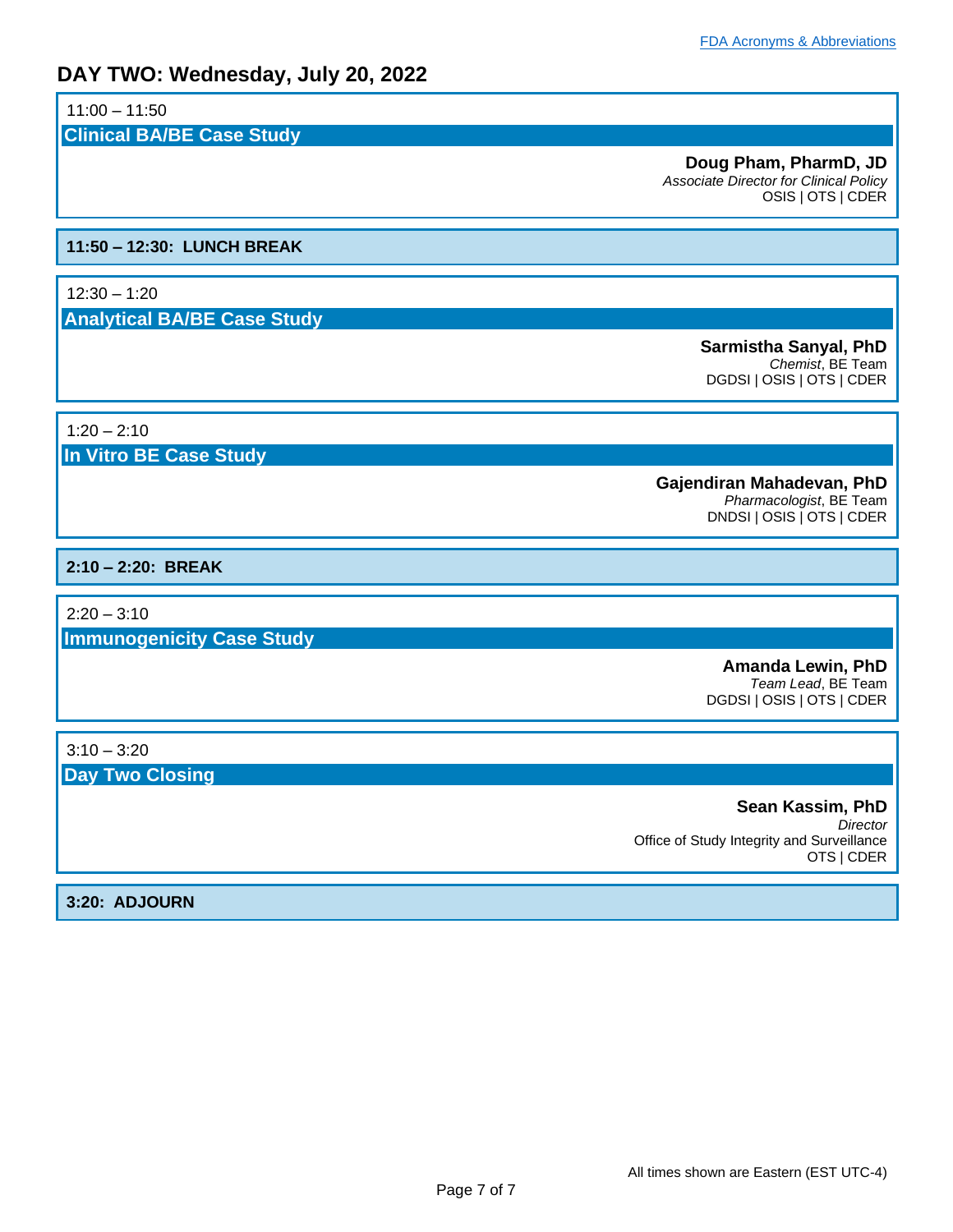[FDA Acronyms & Abbreviations]

## DAY TWO: Wednesday, July 20, 2022

11:00 – 11:50

### Clinical BA/BE Case Study

**Doug Pham, PharmD, JD**
*Associate Director for Clinical Policy*
OSIS | OTS | CDER

**11:50 – 12:30: LUNCH BREAK**

12:30 – 1:20

### Analytical BA/BE Case Study

**Sarmistha Sanyal, PhD**
*Chemist*, BE Team
DGDSI | OSIS | OTS | CDER

1:20 – 2:10

### In Vitro BE Case Study

**Gajendiran Mahadevan, PhD**
*Pharmacologist*, BE Team
DNDSI | OSIS | OTS | CDER

**2:10 – 2:20: BREAK**

2:20 – 3:10

### Immunogenicity Case Study

**Amanda Lewin, PhD**
*Team Lead*, BE Team
DGDSI | OSIS | OTS | CDER

3:10 – 3:20

### Day Two Closing

**Sean Kassim, PhD**
*Director*
Office of Study Integrity and Surveillance
OTS | CDER

**3:20: ADJOURN**

All times shown are Eastern (EST UTC-4)